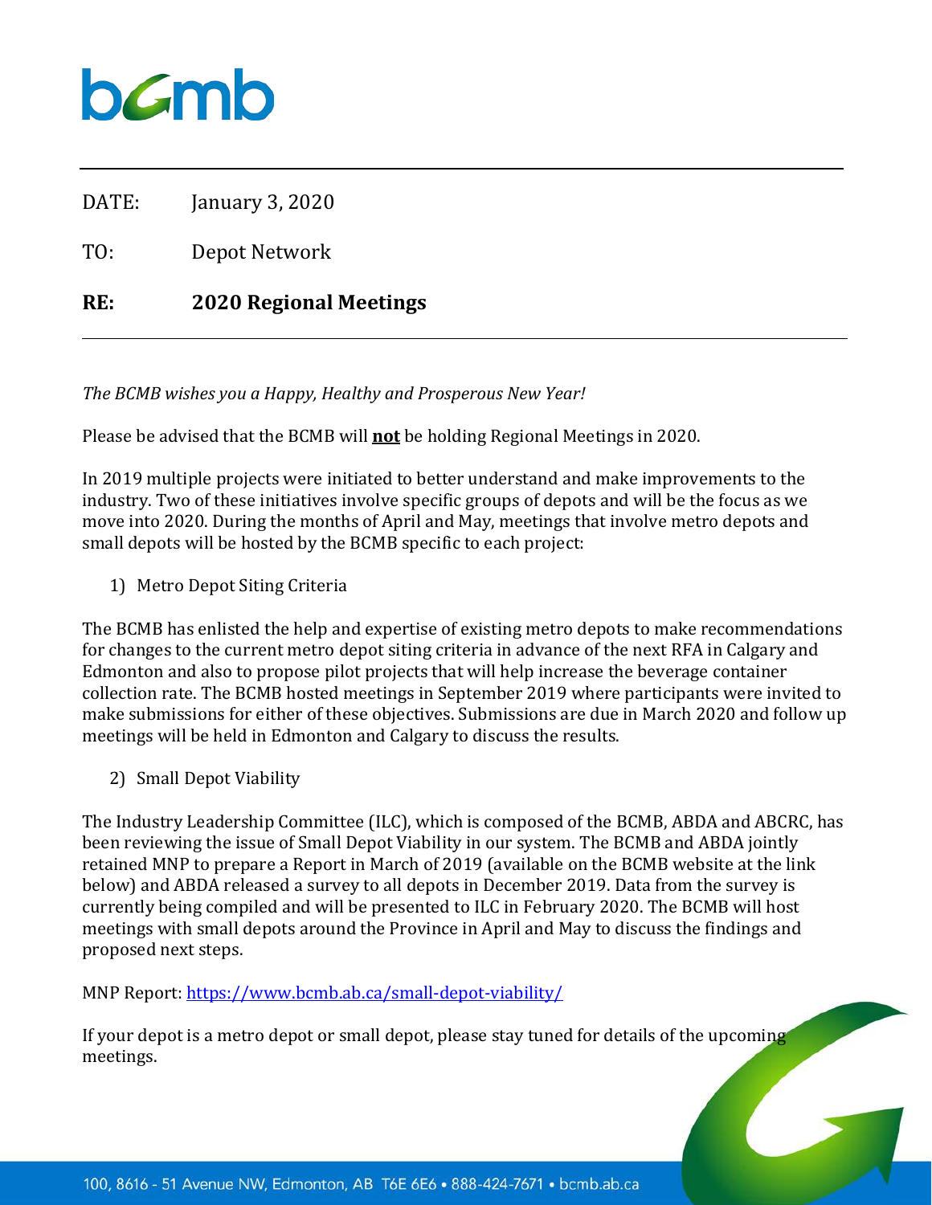DATE: January 3, 2020

TO: Depot Network

**RE: 2020 Regional Meetings**

---

*The BCMB wishes you a Happy, Healthy and Prosperous New Year!*

Please be advised that the BCMB will **not** be holding Regional Meetings in 2020.

In 2019 multiple projects were initiated to better understand and make improvements to the industry. Two of these initiatives involve specific groups of depots and will be the focus as we move into 2020. During the months of April and May, meetings that involve metro depots and small depots will be hosted by the BCMB specific to each project:

1) Metro Depot Siting Criteria

The BCMB has enlisted the help and expertise of existing metro depots to make recommendations for changes to the current metro depot siting criteria in advance of the next RFA in Calgary and Edmonton and also to propose pilot projects that will help increase the beverage container collection rate. The BCMB hosted meetings in September 2019 where participants were invited to make submissions for either of these objectives. Submissions are due in March 2020 and follow up meetings will be held in Edmonton and Calgary to discuss the results.

2) Small Depot Viability

The Industry Leadership Committee (ILC), which is composed of the BCMB, ABDA and ABCRC, has been reviewing the issue of Small Depot Viability in our system. The BCMB and ABDA jointly retained MNP to prepare a Report in March of 2019 (available on the BCMB website at the link below) and ABDA released a survey to all depots in December 2019. Data from the survey is currently being compiled and will be presented to ILC in February 2020. The BCMB will host meetings with small depots around the Province in April and May to discuss the findings and proposed next steps.

MNP Report: https://www.bcmb.ab.ca/small-depot-viability/

If your depot is a metro depot or small depot, please stay tuned for details of the upcoming meetings.

100, 8616 - 51 Avenue NW, Edmonton, AB T6E 6E6 • 888-424-7671 • bcmb.ab.ca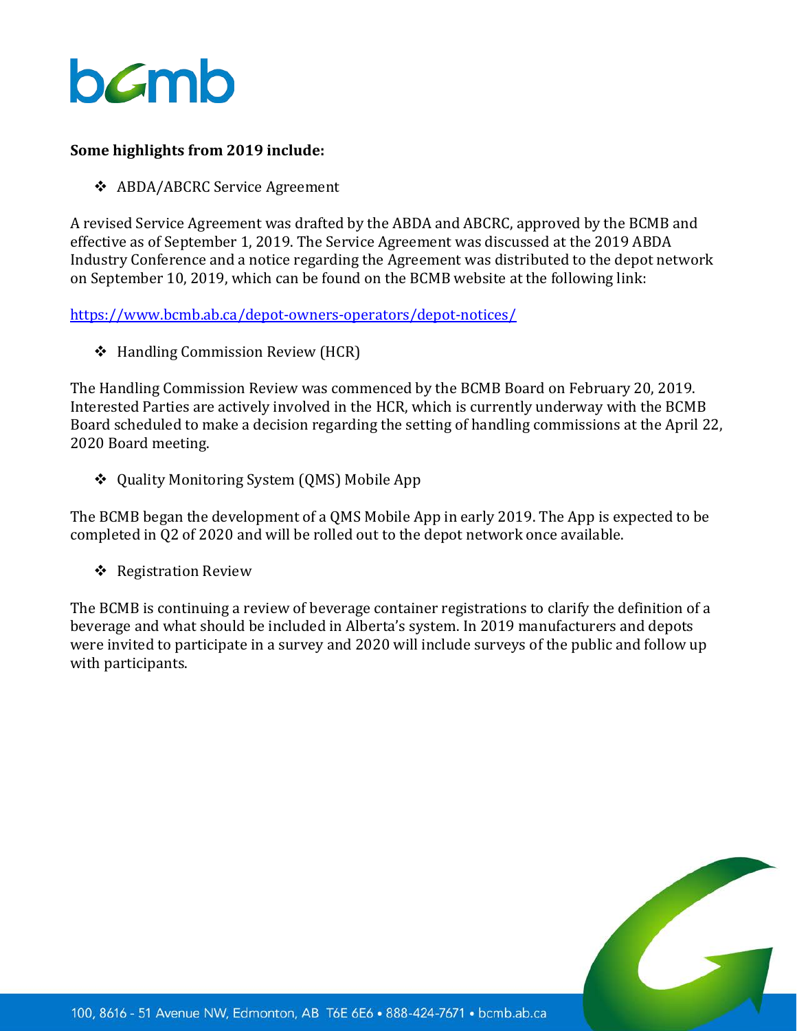**Some highlights from 2019 include:**

- ABDA/ABCRC Service Agreement

A revised Service Agreement was drafted by the ABDA and ABCRC, approved by the BCMB and effective as of September 1, 2019. The Service Agreement was discussed at the 2019 ABDA Industry Conference and a notice regarding the Agreement was distributed to the depot network on September 10, 2019, which can be found on the BCMB website at the following link:

https://www.bcmb.ab.ca/depot-owners-operators/depot-notices/

- Handling Commission Review (HCR)

The Handling Commission Review was commenced by the BCMB Board on February 20, 2019. Interested Parties are actively involved in the HCR, which is currently underway with the BCMB Board scheduled to make a decision regarding the setting of handling commissions at the April 22, 2020 Board meeting.

- Quality Monitoring System (QMS) Mobile App

The BCMB began the development of a QMS Mobile App in early 2019. The App is expected to be completed in Q2 of 2020 and will be rolled out to the depot network once available.

- Registration Review

The BCMB is continuing a review of beverage container registrations to clarify the definition of a beverage and what should be included in Alberta's system. In 2019 manufacturers and depots were invited to participate in a survey and 2020 will include surveys of the public and follow up with participants.